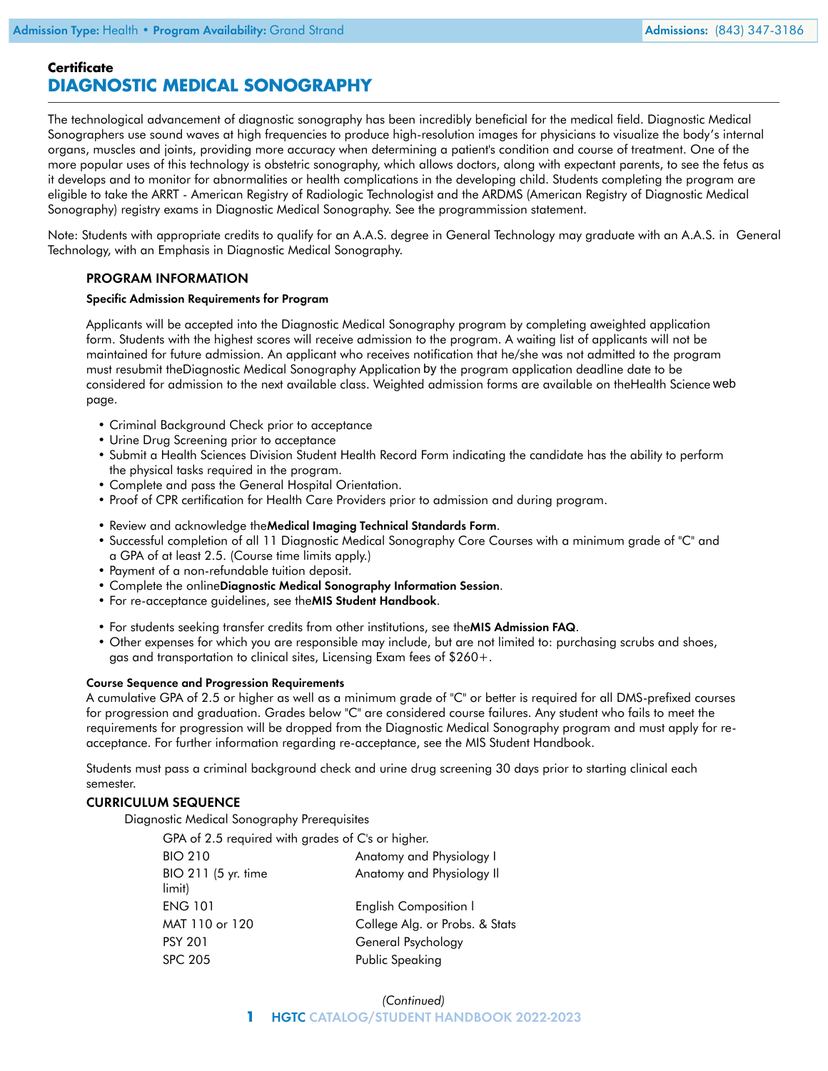Admission Type: Health • Program Availability: Grand Strand

Admissions: (843) 347-3186

**Certificate**

# DIAGNOSTIC MEDICAL SONOGRAPHY

The technological advancement of diagnostic sonography has been incredibly beneficial for the medical field. Diagnostic Medical Sonographers use sound waves at high frequencies to produce high-resolution images for physicians to visualize the body's internal organs, muscles and joints, providing more accuracy when determining a patient's condition and course of treatment. One of the more popular uses of this technology is obstetric sonography, which allows doctors, along with expectant parents, to see the fetus as it develops and to monitor for abnormalities or health complications in the developing child. Students completing the program are eligible to take the ARRT - American Registry of Radiologic Technologist and the ARDMS (American Registry of Diagnostic Medical Sonography) registry exams in Diagnostic Medical Sonography. See the programmission statement.

Note: Students with appropriate credits to qualify for an A.A.S. degree in General Technology may graduate with an A.A.S. in General Technology, with an Emphasis in Diagnostic Medical Sonography.

## PROGRAM INFORMATION

### Specific Admission Requirements for Program

Applicants will be accepted into the Diagnostic Medical Sonography program by completing aweighted application form. Students with the highest scores will receive admission to the program. A waiting list of applicants will not be maintained for future admission. An applicant who receives notification that he/she was not admitted to the program must resubmit theDiagnostic Medical Sonography Application by the program application deadline date to be considered for admission to the next available class. Weighted admission forms are available on theHealth Science web page.

- Criminal Background Check prior to acceptance
- Urine Drug Screening prior to acceptance
- Submit a Health Sciences Division Student Health Record Form indicating the candidate has the ability to perform the physical tasks required in the program.
- Complete and pass the General Hospital Orientation.
- Proof of CPR certification for Health Care Providers prior to admission and during program.
- Review and acknowledge the**Medical Imaging Technical Standards Form**.
- Successful completion of all 11 Diagnostic Medical Sonography Core Courses with a minimum grade of "C" and a GPA of at least 2.5. (Course time limits apply.)
- Payment of a non-refundable tuition deposit.
- Complete the online**Diagnostic Medical Sonography Information Session**.
- For re-acceptance guidelines, see the**MIS Student Handbook**.
- For students seeking transfer credits from other institutions, see the**MIS Admission FAQ**.
- Other expenses for which you are responsible may include, but are not limited to: purchasing scrubs and shoes, gas and transportation to clinical sites, Licensing Exam fees of $260+.

### Course Sequence and Progression Requirements

A cumulative GPA of 2.5 or higher as well as a minimum grade of "C" or better is required for all DMS-prefixed courses for progression and graduation. Grades below "C" are considered course failures. Any student who fails to meet the requirements for progression will be dropped from the Diagnostic Medical Sonography program and must apply for re-acceptance. For further information regarding re-acceptance, see the MIS Student Handbook.

Students must pass a criminal background check and urine drug screening 30 days prior to starting clinical each semester.

## CURRICULUM SEQUENCE

Diagnostic Medical Sonography Prerequisites

GPA of 2.5 required with grades of C's or higher.

| | |
|---|---|
| BIO 210 | Anatomy and Physiology I |
| BIO 211 (5 yr. time limit) | Anatomy and Physiology II |
| ENG 101 | English Composition I |
| MAT 110 or 120 | College Alg. or Probs. & Stats |
| PSY 201 | General Psychology |
| SPC 205 | Public Speaking |

*(Continued)*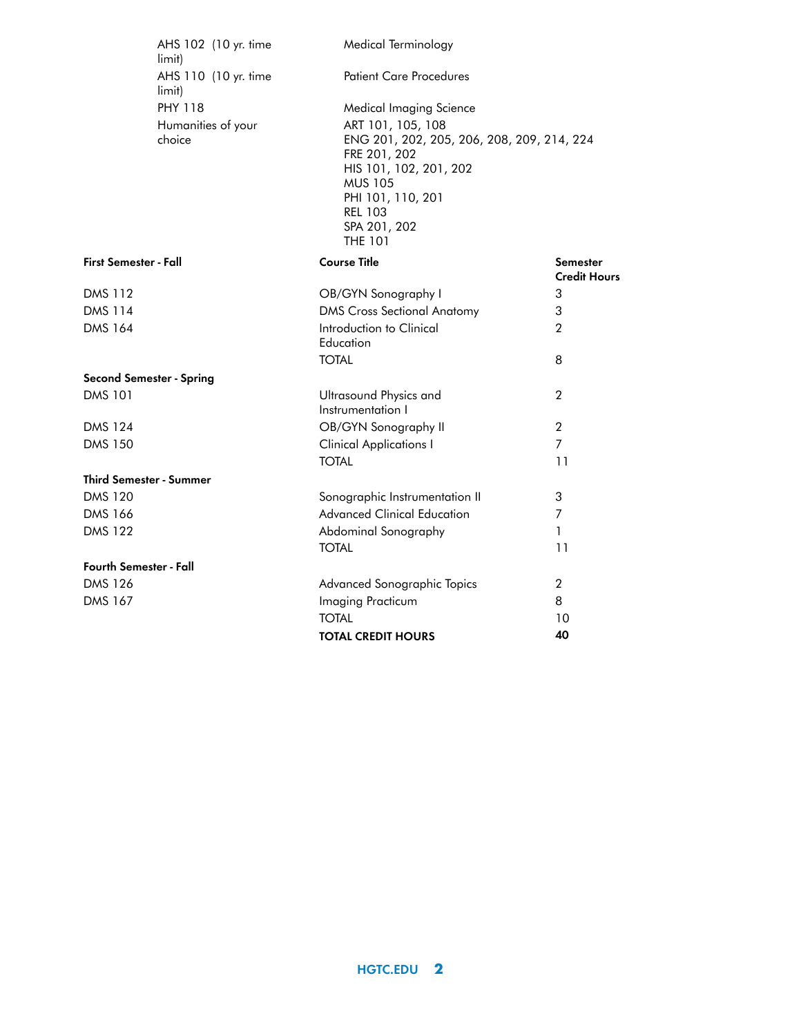| | |
|---|---|
| AHS 102 (10 yr. time limit) | Medical Terminology |
| AHS 110 (10 yr. time limit) | Patient Care Procedures |
| PHY 118 | Medical Imaging Science |
| Humanities of your choice | ART 101, 105, 108<br>ENG 201, 202, 205, 206, 208, 209, 214, 224<br>FRE 201, 202<br>HIS 101, 102, 201, 202<br>MUS 105<br>PHI 101, 110, 201<br>REL 103<br>SPA 201, 202<br>THE 101 |

| **First Semester - Fall** | **Course Title** | **Semester Credit Hours** |
|---|---|---|
| DMS 112 | OB/GYN Sonography I | 3 |
| DMS 114 | DMS Cross Sectional Anatomy | 3 |
| DMS 164 | Introduction to Clinical Education | 2 |
| | TOTAL | 8 |
| **Second Semester - Spring** | | |
| DMS 101 | Ultrasound Physics and Instrumentation I | 2 |
| DMS 124 | OB/GYN Sonography II | 2 |
| DMS 150 | Clinical Applications I | 7 |
| | TOTAL | 11 |
| **Third Semester - Summer** | | |
| DMS 120 | Sonographic Instrumentation II | 3 |
| DMS 166 | Advanced Clinical Education | 7 |
| DMS 122 | Abdominal Sonography | 1 |
| | TOTAL | 11 |
| **Fourth Semester - Fall** | | |
| DMS 126 | Advanced Sonographic Topics | 2 |
| DMS 167 | Imaging Practicum | 8 |
| | TOTAL | 10 |
| | **TOTAL CREDIT HOURS** | **40** |